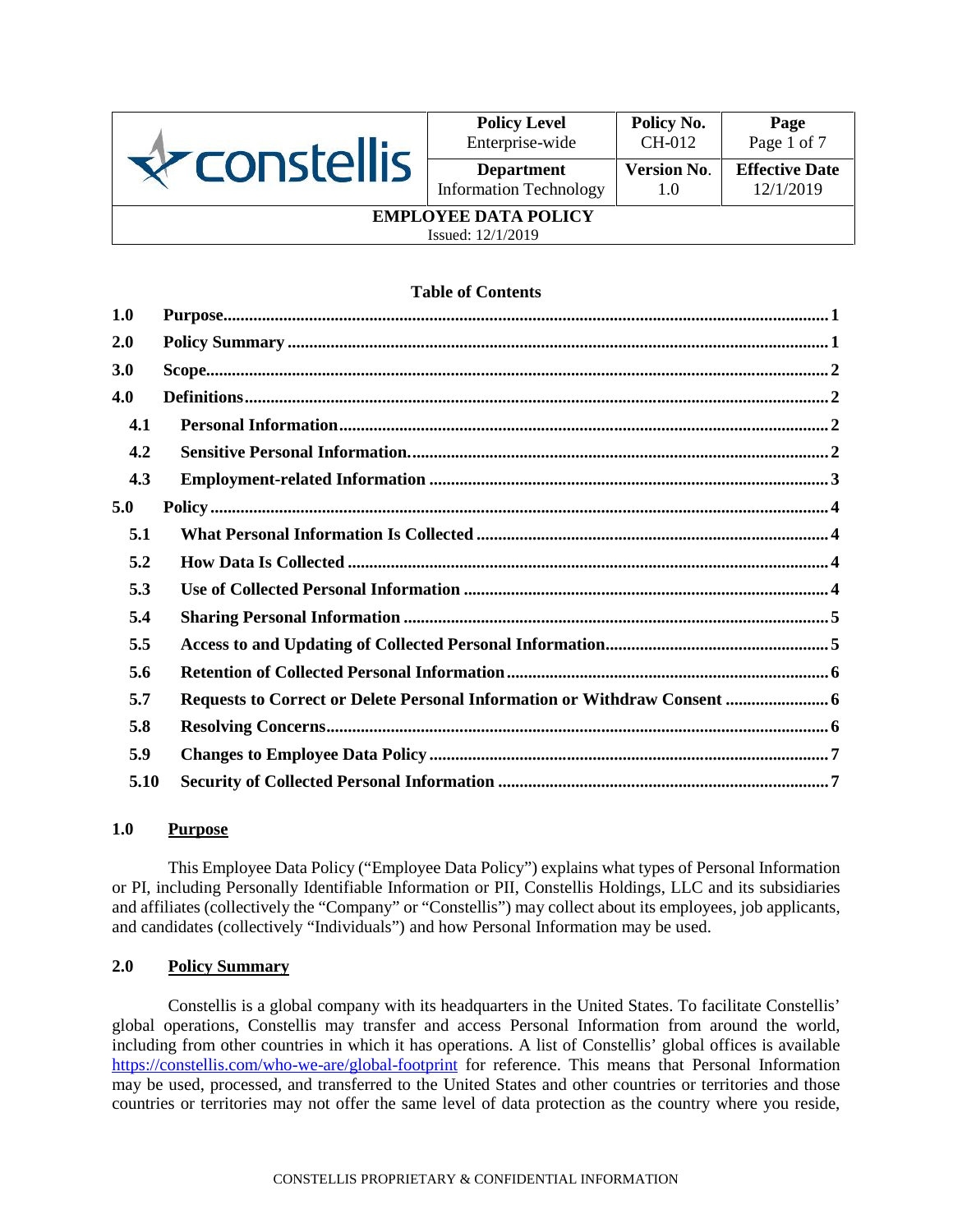| constellis | Policy Level<br>Enterprise-wide | Policy No.<br>CH-012 | Page<br>Page 1 of 7 |
| --- | --- | --- | --- |
| | Department<br>Information Technology | Version No.<br>1.0 | Effective Date<br>12/1/2019 |

**EMPLOYEE DATA POLICY**

Issued: 12/1/2019

**Table of Contents**

- **1.0 Purpose** ... 1
- **2.0 Policy Summary** ... 1
- **3.0 Scope** ... 2
- **4.0 Definitions** ... 2
  - **4.1 Personal Information** ... 2
  - **4.2 Sensitive Personal Information.** ... 2
  - **4.3 Employment-related Information** ... 3
- **5.0 Policy** ... 4
  - **5.1 What Personal Information Is Collected** ... 4
  - **5.2 How Data Is Collected** ... 4
  - **5.3 Use of Collected Personal Information** ... 4
  - **5.4 Sharing Personal Information** ... 5
  - **5.5 Access to and Updating of Collected Personal Information** ... 5
  - **5.6 Retention of Collected Personal Information** ... 6
  - **5.7 Requests to Correct or Delete Personal Information or Withdraw Consent** ... 6
  - **5.8 Resolving Concerns** ... 6
  - **5.9 Changes to Employee Data Policy** ... 7
  - **5.10 Security of Collected Personal Information** ... 7

## 1.0 Purpose

This Employee Data Policy ("Employee Data Policy") explains what types of Personal Information or PI, including Personally Identifiable Information or PII, Constellis Holdings, LLC and its subsidiaries and affiliates (collectively the "Company" or "Constellis") may collect about its employees, job applicants, and candidates (collectively "Individuals") and how Personal Information may be used.

## 2.0 Policy Summary

Constellis is a global company with its headquarters in the United States. To facilitate Constellis' global operations, Constellis may transfer and access Personal Information from around the world, including from other countries in which it has operations. A list of Constellis' global offices is available https://constellis.com/who-we-are/global-footprint for reference. This means that Personal Information may be used, processed, and transferred to the United States and other countries or territories and those countries or territories may not offer the same level of data protection as the country where you reside,

CONSTELLIS PROPRIETARY & CONFIDENTIAL INFORMATION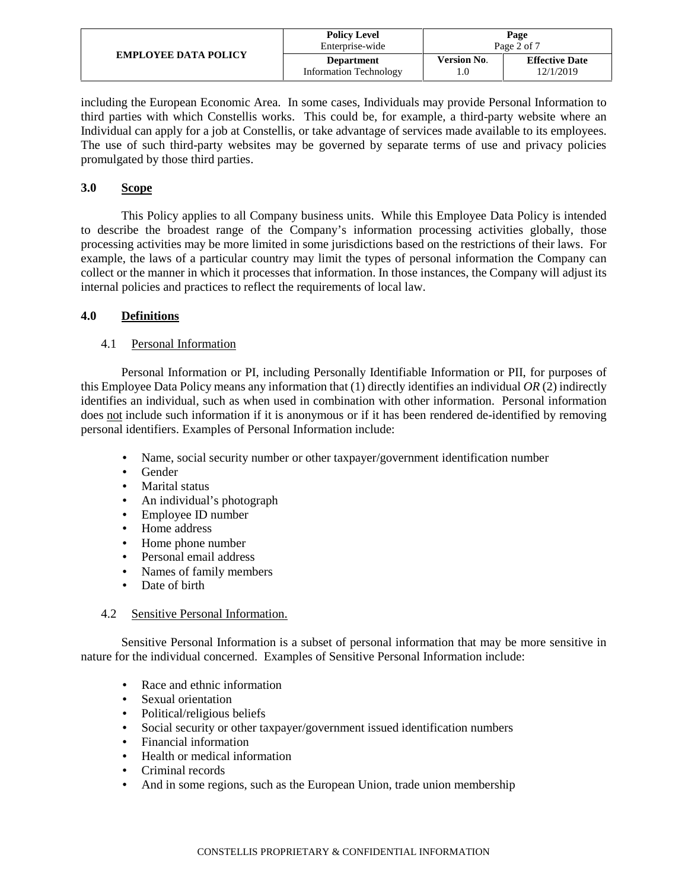including the European Economic Area. In some cases, Individuals may provide Personal Information to third parties with which Constellis works. This could be, for example, a third-party website where an Individual can apply for a job at Constellis, or take advantage of services made available to its employees. The use of such third-party websites may be governed by separate terms of use and privacy policies promulgated by those third parties.

## 3.0 Scope

This Policy applies to all Company business units. While this Employee Data Policy is intended to describe the broadest range of the Company's information processing activities globally, those processing activities may be more limited in some jurisdictions based on the restrictions of their laws. For example, the laws of a particular country may limit the types of personal information the Company can collect or the manner in which it processes that information. In those instances, the Company will adjust its internal policies and practices to reflect the requirements of local law.

## 4.0 Definitions

### 4.1 Personal Information

Personal Information or PI, including Personally Identifiable Information or PII, for purposes of this Employee Data Policy means any information that (1) directly identifies an individual *OR* (2) indirectly identifies an individual, such as when used in combination with other information. Personal information does not include such information if it is anonymous or if it has been rendered de-identified by removing personal identifiers. Examples of Personal Information include:

- Name, social security number or other taxpayer/government identification number
- Gender
- Marital status
- An individual's photograph
- Employee ID number
- Home address
- Home phone number
- Personal email address
- Names of family members
- Date of birth

### 4.2 Sensitive Personal Information.

Sensitive Personal Information is a subset of personal information that may be more sensitive in nature for the individual concerned. Examples of Sensitive Personal Information include:

- Race and ethnic information
- Sexual orientation
- Political/religious beliefs
- Social security or other taxpayer/government issued identification numbers
- Financial information
- Health or medical information
- Criminal records
- And in some regions, such as the European Union, trade union membership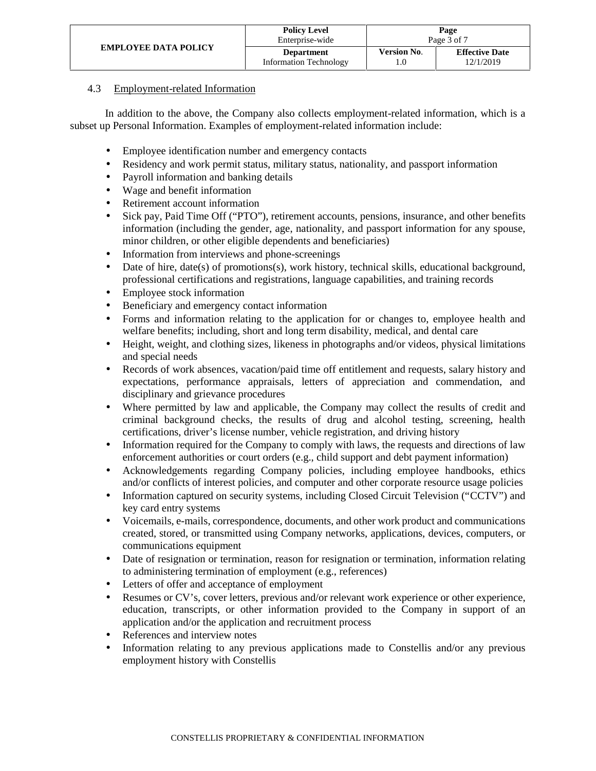### 4.3 Employment-related Information

In addition to the above, the Company also collects employment-related information, which is a subset up Personal Information. Examples of employment-related information include:

- Employee identification number and emergency contacts
- Residency and work permit status, military status, nationality, and passport information
- Payroll information and banking details
- Wage and benefit information
- Retirement account information
- Sick pay, Paid Time Off ("PTO"), retirement accounts, pensions, insurance, and other benefits information (including the gender, age, nationality, and passport information for any spouse, minor children, or other eligible dependents and beneficiaries)
- Information from interviews and phone-screenings
- Date of hire, date(s) of promotions(s), work history, technical skills, educational background, professional certifications and registrations, language capabilities, and training records
- Employee stock information
- Beneficiary and emergency contact information
- Forms and information relating to the application for or changes to, employee health and welfare benefits; including, short and long term disability, medical, and dental care
- Height, weight, and clothing sizes, likeness in photographs and/or videos, physical limitations and special needs
- Records of work absences, vacation/paid time off entitlement and requests, salary history and expectations, performance appraisals, letters of appreciation and commendation, and disciplinary and grievance procedures
- Where permitted by law and applicable, the Company may collect the results of credit and criminal background checks, the results of drug and alcohol testing, screening, health certifications, driver's license number, vehicle registration, and driving history
- Information required for the Company to comply with laws, the requests and directions of law enforcement authorities or court orders (e.g., child support and debt payment information)
- Acknowledgements regarding Company policies, including employee handbooks, ethics and/or conflicts of interest policies, and computer and other corporate resource usage policies
- Information captured on security systems, including Closed Circuit Television ("CCTV") and key card entry systems
- Voicemails, e-mails, correspondence, documents, and other work product and communications created, stored, or transmitted using Company networks, applications, devices, computers, or communications equipment
- Date of resignation or termination, reason for resignation or termination, information relating to administering termination of employment (e.g., references)
- Letters of offer and acceptance of employment
- Resumes or CV's, cover letters, previous and/or relevant work experience or other experience, education, transcripts, or other information provided to the Company in support of an application and/or the application and recruitment process
- References and interview notes
- Information relating to any previous applications made to Constellis and/or any previous employment history with Constellis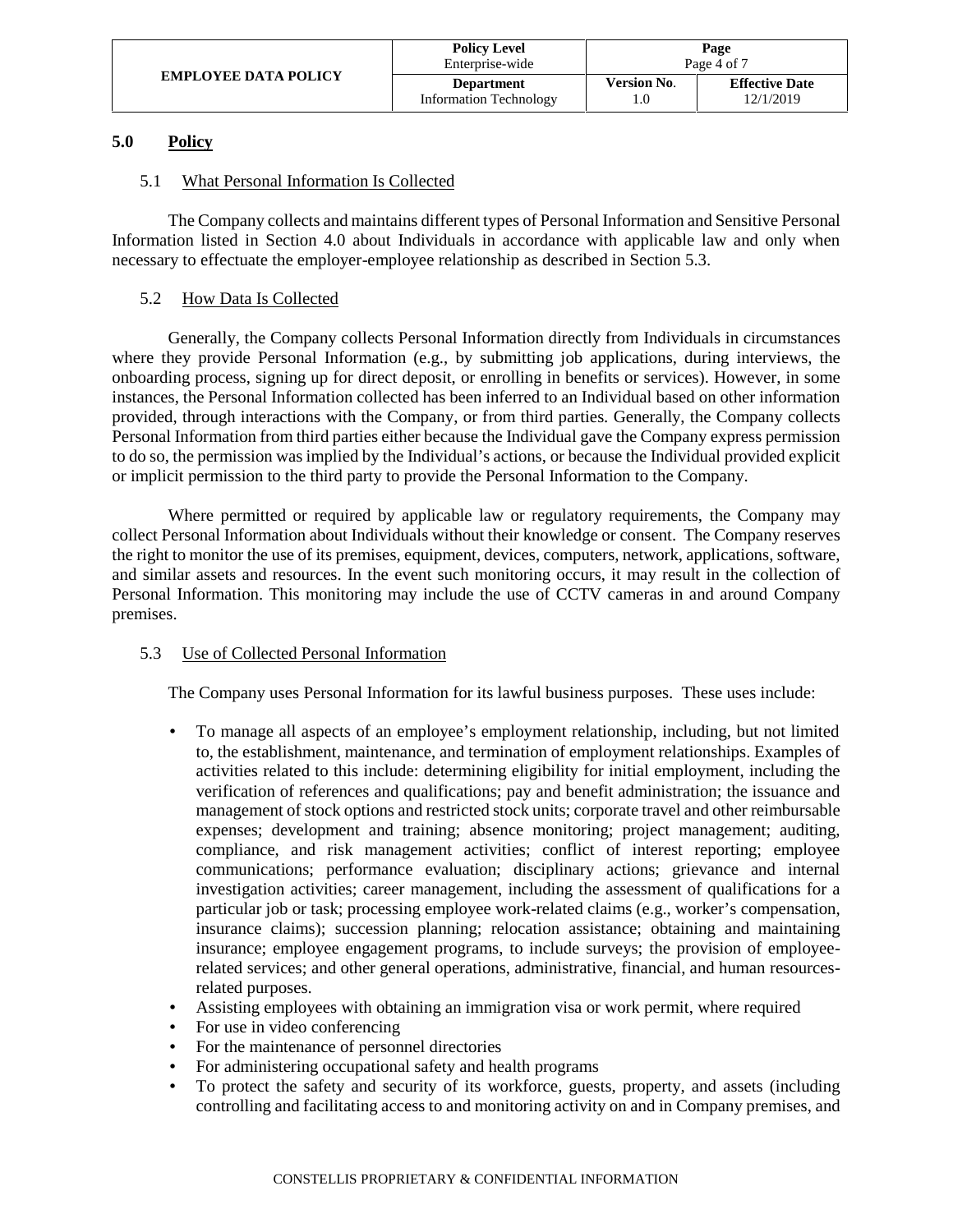## 5.0 Policy

### 5.1 What Personal Information Is Collected

The Company collects and maintains different types of Personal Information and Sensitive Personal Information listed in Section 4.0 about Individuals in accordance with applicable law and only when necessary to effectuate the employer-employee relationship as described in Section 5.3.

### 5.2 How Data Is Collected

Generally, the Company collects Personal Information directly from Individuals in circumstances where they provide Personal Information (e.g., by submitting job applications, during interviews, the onboarding process, signing up for direct deposit, or enrolling in benefits or services). However, in some instances, the Personal Information collected has been inferred to an Individual based on other information provided, through interactions with the Company, or from third parties. Generally, the Company collects Personal Information from third parties either because the Individual gave the Company express permission to do so, the permission was implied by the Individual's actions, or because the Individual provided explicit or implicit permission to the third party to provide the Personal Information to the Company.

Where permitted or required by applicable law or regulatory requirements, the Company may collect Personal Information about Individuals without their knowledge or consent. The Company reserves the right to monitor the use of its premises, equipment, devices, computers, network, applications, software, and similar assets and resources. In the event such monitoring occurs, it may result in the collection of Personal Information. This monitoring may include the use of CCTV cameras in and around Company premises.

### 5.3 Use of Collected Personal Information

The Company uses Personal Information for its lawful business purposes. These uses include:

- To manage all aspects of an employee's employment relationship, including, but not limited to, the establishment, maintenance, and termination of employment relationships. Examples of activities related to this include: determining eligibility for initial employment, including the verification of references and qualifications; pay and benefit administration; the issuance and management of stock options and restricted stock units; corporate travel and other reimbursable expenses; development and training; absence monitoring; project management; auditing, compliance, and risk management activities; conflict of interest reporting; employee communications; performance evaluation; disciplinary actions; grievance and internal investigation activities; career management, including the assessment of qualifications for a particular job or task; processing employee work-related claims (e.g., worker's compensation, insurance claims); succession planning; relocation assistance; obtaining and maintaining insurance; employee engagement programs, to include surveys; the provision of employee-related services; and other general operations, administrative, financial, and human resources-related purposes.
- Assisting employees with obtaining an immigration visa or work permit, where required
- For use in video conferencing
- For the maintenance of personnel directories
- For administering occupational safety and health programs
- To protect the safety and security of its workforce, guests, property, and assets (including controlling and facilitating access to and monitoring activity on and in Company premises, and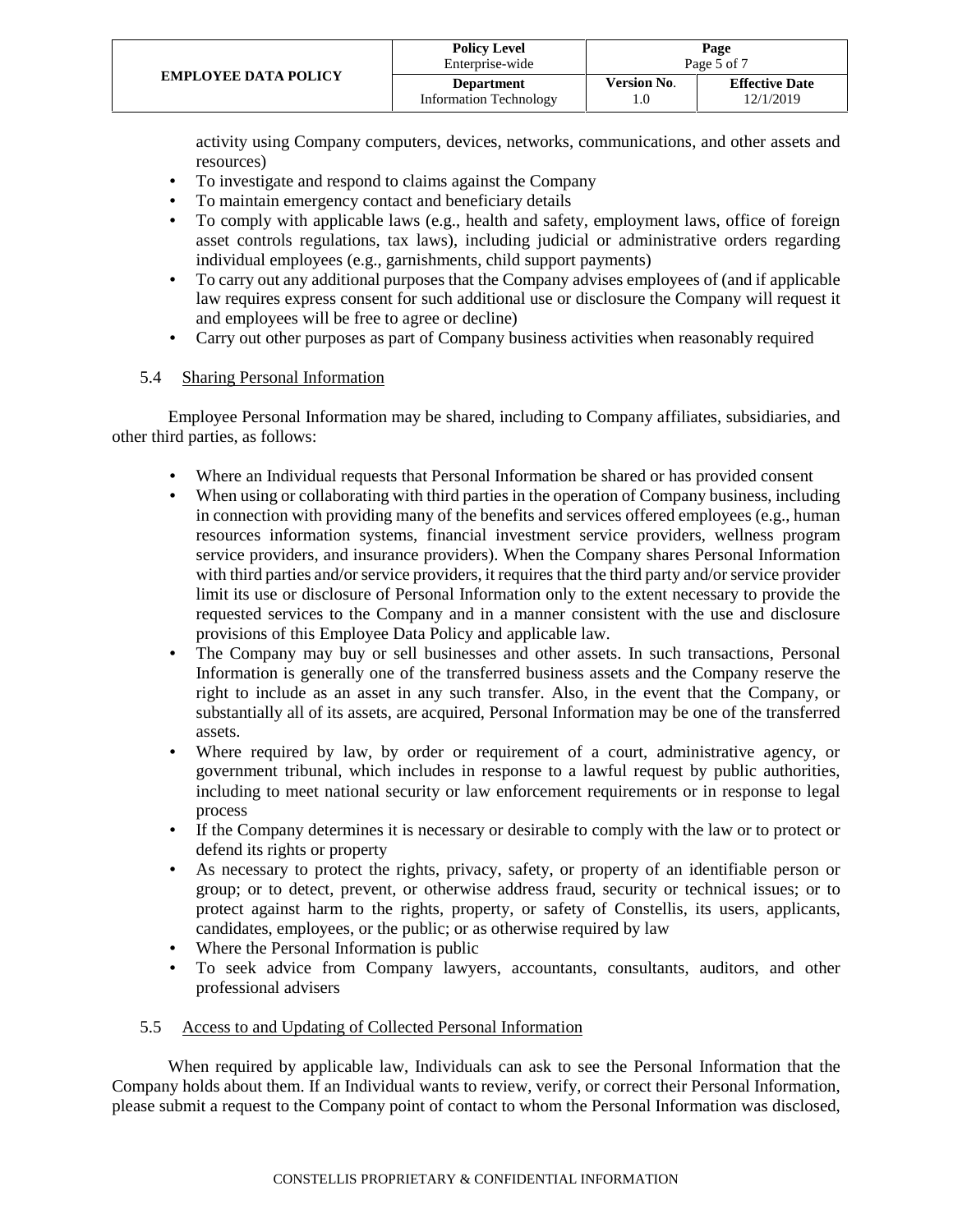activity using Company computers, devices, networks, communications, and other assets and resources)

- To investigate and respond to claims against the Company
- To maintain emergency contact and beneficiary details
- To comply with applicable laws (e.g., health and safety, employment laws, office of foreign asset controls regulations, tax laws), including judicial or administrative orders regarding individual employees (e.g., garnishments, child support payments)
- To carry out any additional purposes that the Company advises employees of (and if applicable law requires express consent for such additional use or disclosure the Company will request it and employees will be free to agree or decline)
- Carry out other purposes as part of Company business activities when reasonably required

### 5.4 Sharing Personal Information

Employee Personal Information may be shared, including to Company affiliates, subsidiaries, and other third parties, as follows:

- Where an Individual requests that Personal Information be shared or has provided consent
- When using or collaborating with third parties in the operation of Company business, including in connection with providing many of the benefits and services offered employees (e.g., human resources information systems, financial investment service providers, wellness program service providers, and insurance providers). When the Company shares Personal Information with third parties and/or service providers, it requires that the third party and/or service provider limit its use or disclosure of Personal Information only to the extent necessary to provide the requested services to the Company and in a manner consistent with the use and disclosure provisions of this Employee Data Policy and applicable law.
- The Company may buy or sell businesses and other assets. In such transactions, Personal Information is generally one of the transferred business assets and the Company reserve the right to include as an asset in any such transfer. Also, in the event that the Company, or substantially all of its assets, are acquired, Personal Information may be one of the transferred assets.
- Where required by law, by order or requirement of a court, administrative agency, or government tribunal, which includes in response to a lawful request by public authorities, including to meet national security or law enforcement requirements or in response to legal process
- If the Company determines it is necessary or desirable to comply with the law or to protect or defend its rights or property
- As necessary to protect the rights, privacy, safety, or property of an identifiable person or group; or to detect, prevent, or otherwise address fraud, security or technical issues; or to protect against harm to the rights, property, or safety of Constellis, its users, applicants, candidates, employees, or the public; or as otherwise required by law
- Where the Personal Information is public
- To seek advice from Company lawyers, accountants, consultants, auditors, and other professional advisers

### 5.5 Access to and Updating of Collected Personal Information

When required by applicable law, Individuals can ask to see the Personal Information that the Company holds about them. If an Individual wants to review, verify, or correct their Personal Information, please submit a request to the Company point of contact to whom the Personal Information was disclosed,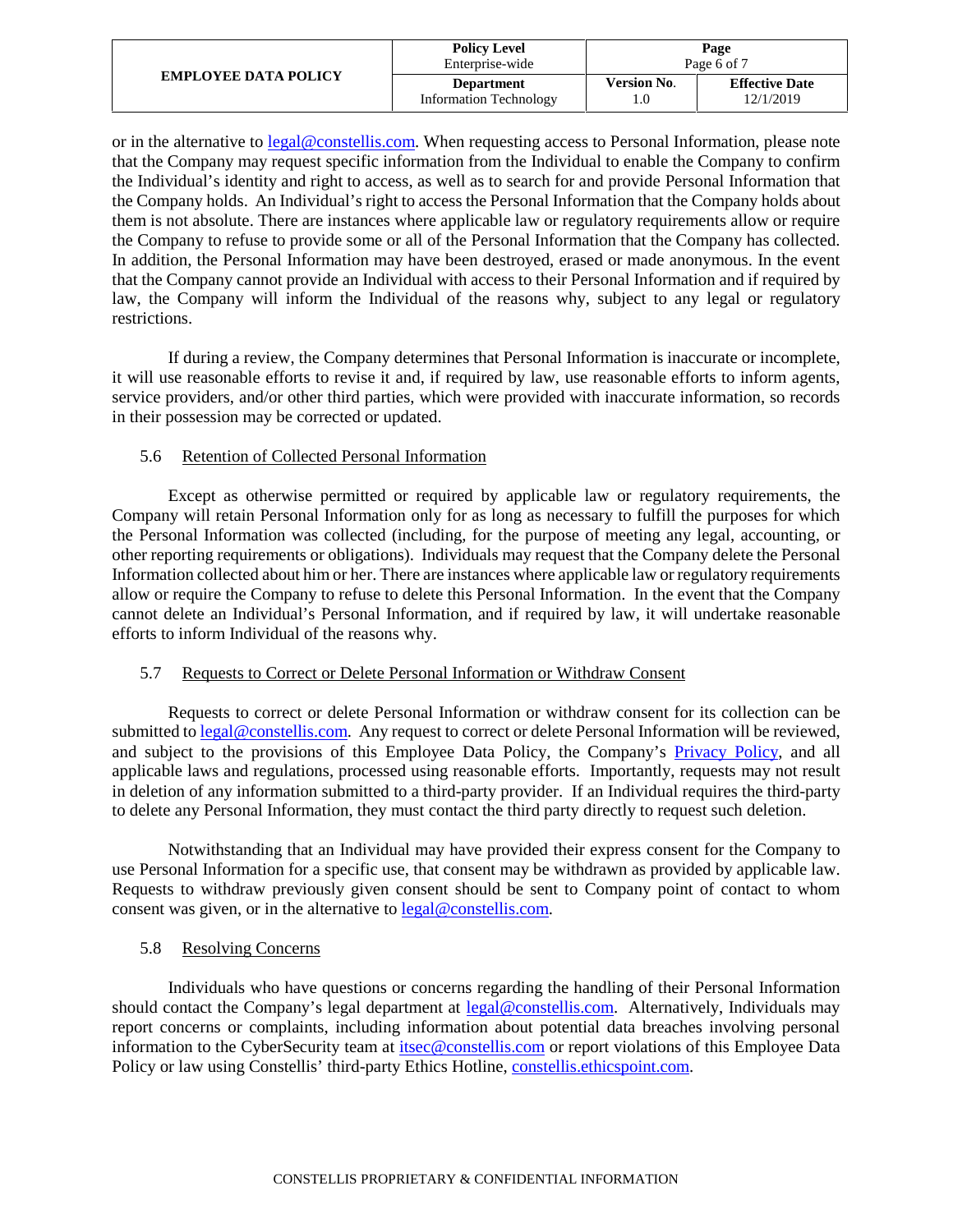or in the alternative to [legal@constellis.com](mailto:legal@constellis.com). When requesting access to Personal Information, please note that the Company may request specific information from the Individual to enable the Company to confirm the Individual's identity and right to access, as well as to search for and provide Personal Information that the Company holds. An Individual's right to access the Personal Information that the Company holds about them is not absolute. There are instances where applicable law or regulatory requirements allow or require the Company to refuse to provide some or all of the Personal Information that the Company has collected. In addition, the Personal Information may have been destroyed, erased or made anonymous. In the event that the Company cannot provide an Individual with access to their Personal Information and if required by law, the Company will inform the Individual of the reasons why, subject to any legal or regulatory restrictions.

If during a review, the Company determines that Personal Information is inaccurate or incomplete, it will use reasonable efforts to revise it and, if required by law, use reasonable efforts to inform agents, service providers, and/or other third parties, which were provided with inaccurate information, so records in their possession may be corrected or updated.

### 5.6 Retention of Collected Personal Information

Except as otherwise permitted or required by applicable law or regulatory requirements, the Company will retain Personal Information only for as long as necessary to fulfill the purposes for which the Personal Information was collected (including, for the purpose of meeting any legal, accounting, or other reporting requirements or obligations). Individuals may request that the Company delete the Personal Information collected about him or her. There are instances where applicable law or regulatory requirements allow or require the Company to refuse to delete this Personal Information. In the event that the Company cannot delete an Individual's Personal Information, and if required by law, it will undertake reasonable efforts to inform Individual of the reasons why.

### 5.7 Requests to Correct or Delete Personal Information or Withdraw Consent

Requests to correct or delete Personal Information or withdraw consent for its collection can be submitted to [legal@constellis.com](mailto:legal@constellis.com). Any request to correct or delete Personal Information will be reviewed, and subject to the provisions of this Employee Data Policy, the Company's [Privacy Policy](), and all applicable laws and regulations, processed using reasonable efforts. Importantly, requests may not result in deletion of any information submitted to a third-party provider. If an Individual requires the third-party to delete any Personal Information, they must contact the third party directly to request such deletion.

Notwithstanding that an Individual may have provided their express consent for the Company to use Personal Information for a specific use, that consent may be withdrawn as provided by applicable law. Requests to withdraw previously given consent should be sent to Company point of contact to whom consent was given, or in the alternative to [legal@constellis.com](mailto:legal@constellis.com).

### 5.8 Resolving Concerns

Individuals who have questions or concerns regarding the handling of their Personal Information should contact the Company's legal department at [legal@constellis.com](mailto:legal@constellis.com). Alternatively, Individuals may report concerns or complaints, including information about potential data breaches involving personal information to the CyberSecurity team at [itsec@constellis.com](mailto:itsec@constellis.com) or report violations of this Employee Data Policy or law using Constellis' third-party Ethics Hotline, [constellis.ethicspoint.com](http://constellis.ethicspoint.com).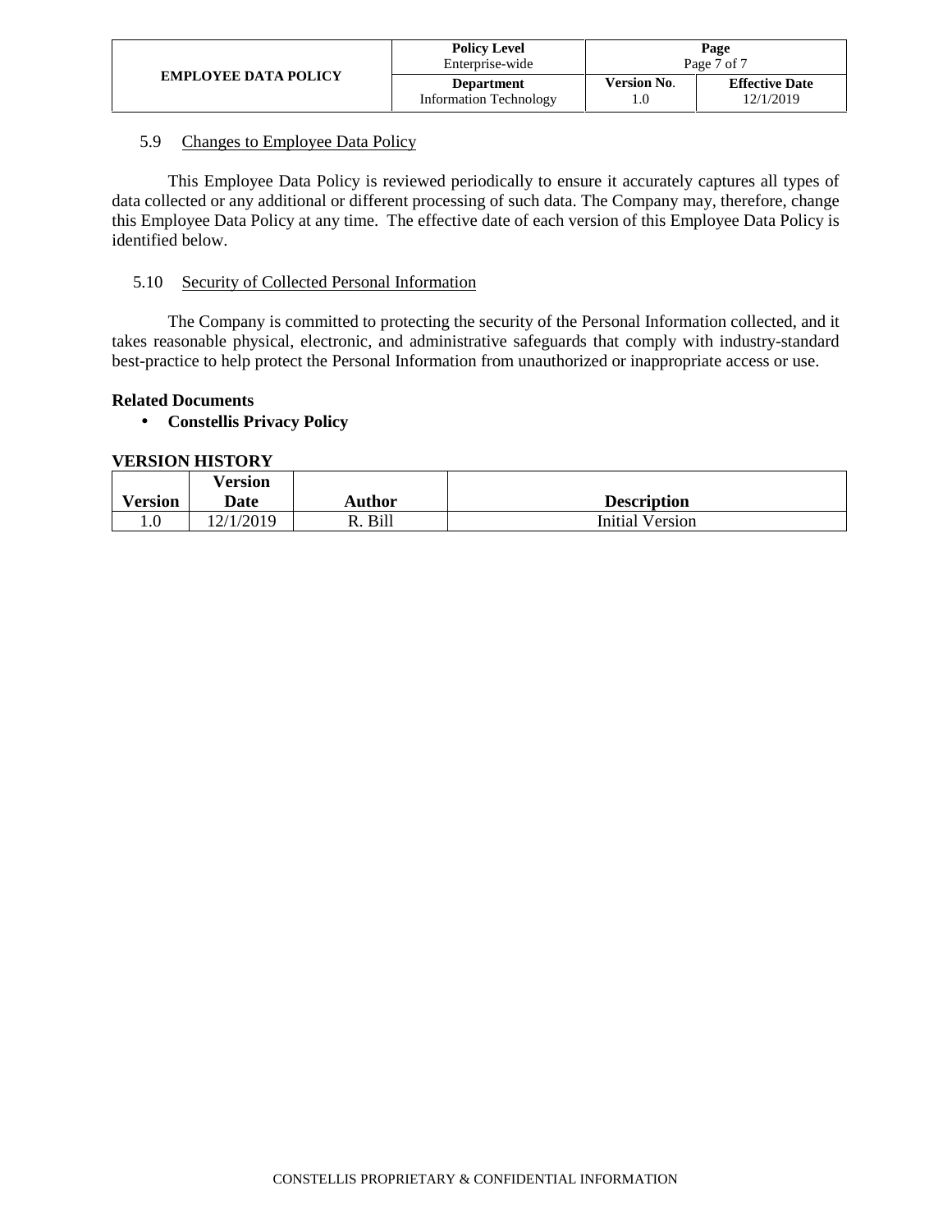### 5.9 Changes to Employee Data Policy

This Employee Data Policy is reviewed periodically to ensure it accurately captures all types of data collected or any additional or different processing of such data. The Company may, therefore, change this Employee Data Policy at any time. The effective date of each version of this Employee Data Policy is identified below.

### 5.10 Security of Collected Personal Information

The Company is committed to protecting the security of the Personal Information collected, and it takes reasonable physical, electronic, and administrative safeguards that comply with industry-standard best-practice to help protect the Personal Information from unauthorized or inappropriate access or use.

**Related Documents**

- **Constellis Privacy Policy**

**VERSION HISTORY**

| Version | Version Date | Author | Description |
|---|---|---|---|
| 1.0 | 12/1/2019 | R. Bill | Initial Version |